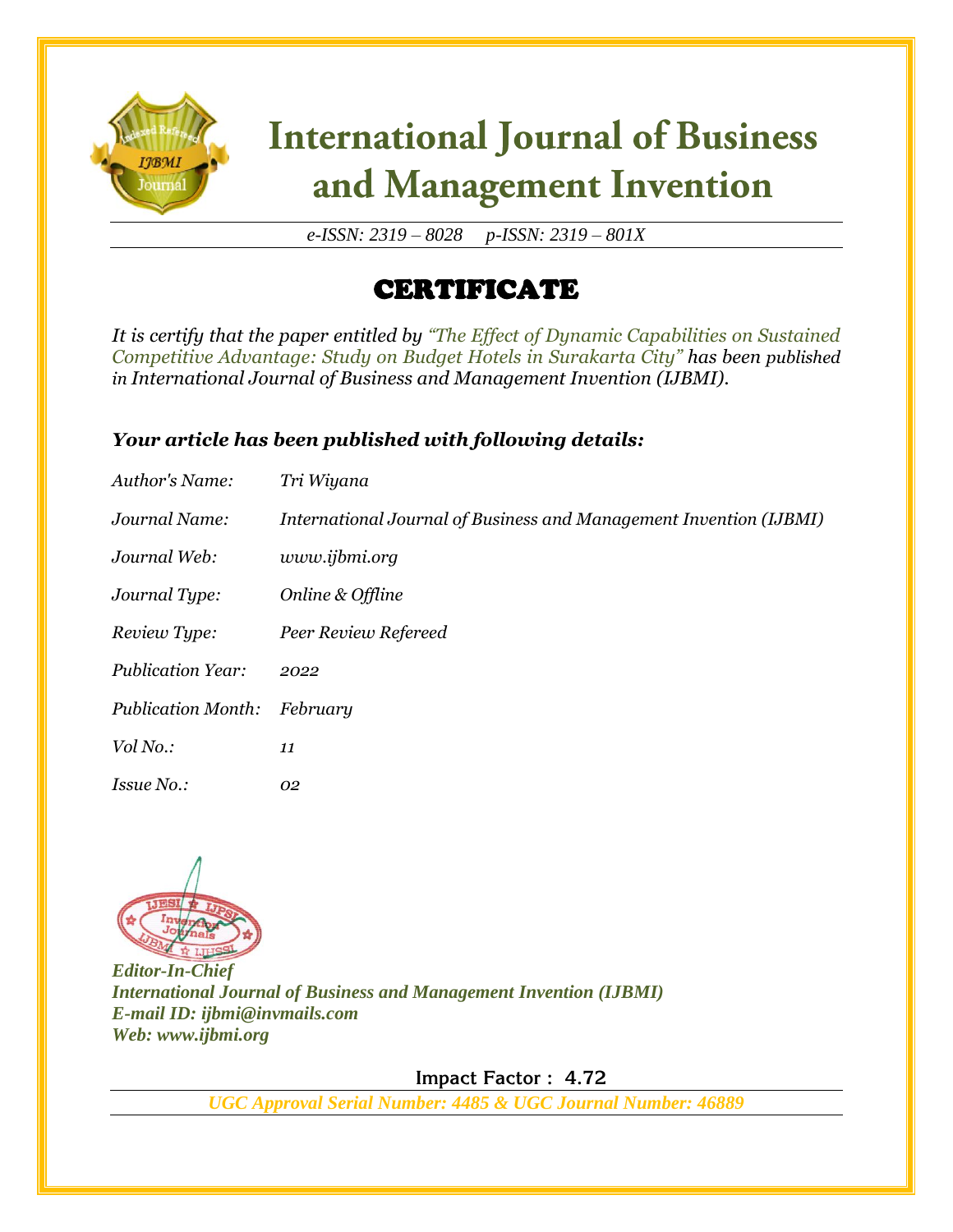# International Journal of Business and Management Invention

*e-ISSN: 2319 – 8028 p-ISSN: 2319 – 801X*

## CERTIFICATE

*It is certify that the paper entitled by "The Effect of Dynamic Capabilities on Sustained Competitive Advantage: Study on Budget Hotels in Surakarta City" has been published in International Journal of Business and Management Invention (IJBMI).*

### *Your article has been published with following details:*

| | |
|---|---|
| *Author's Name:* | *Tri Wiyana* |
| *Journal Name:* | *International Journal of Business and Management Invention (IJBMI)* |
| *Journal Web:* | *www.ijbmi.org* |
| *Journal Type:* | *Online & Offline* |
| *Review Type:* | *Peer Review Refereed* |
| *Publication Year:* | *2022* |
| *Publication Month:* | *February* |
| *Vol No.:* | *11* |
| *Issue No.:* | *02* |

***Editor-In-Chief***
***International Journal of Business and Management Invention (IJBMI)***
***E-mail ID: ijbmi@invmails.com***
***Web: www.ijbmi.org***

**Impact Factor : 4.72**

***UGC Approval Serial Number: 4485 & UGC Journal Number: 46889***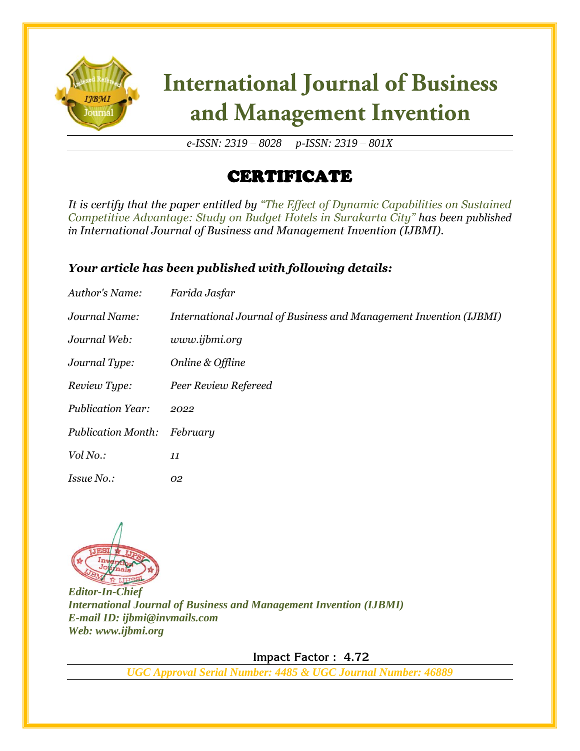# International Journal of Business and Management Invention

*e-ISSN: 2319 – 8028     p-ISSN: 2319 – 801X*

## CERTIFICATE

*It is certify that the paper entitled by "The Effect of Dynamic Capabilities on Sustained Competitive Advantage: Study on Budget Hotels in Surakarta City" has been published in International Journal of Business and Management Invention (IJBMI).*

***Your article has been published with following details:***

| | |
|---|---|
| *Author's Name:* | *Farida Jasfar* |
| *Journal Name:* | *International Journal of Business and Management Invention (IJBMI)* |
| *Journal Web:* | *www.ijbmi.org* |
| *Journal Type:* | *Online & Offline* |
| *Review Type:* | *Peer Review Refereed* |
| *Publication Year:* | *2022* |
| *Publication Month:* | *February* |
| *Vol No.:* | *11* |
| *Issue No.:* | *02* |

***Editor-In-Chief***
***International Journal of Business and Management Invention (IJBMI)***
***E-mail ID: ijbmi@invmails.com***
***Web: www.ijbmi.org***

**Impact Factor : 4.72**

***UGC Approval Serial Number: 4485 & UGC Journal Number: 46889***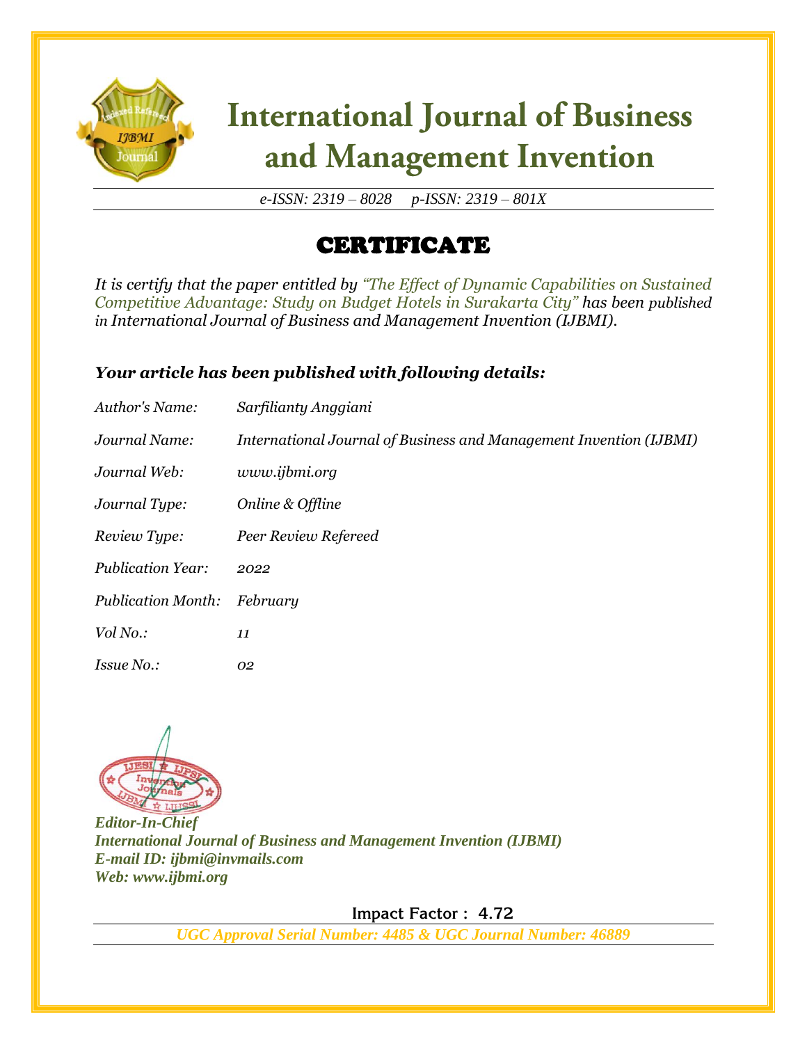# International Journal of Business and Management Invention

*e-ISSN: 2319 – 8028 p-ISSN: 2319 – 801X*

## CERTIFICATE

*It is certify that the paper entitled by "The Effect of Dynamic Capabilities on Sustained Competitive Advantage: Study on Budget Hotels in Surakarta City" has been published in International Journal of Business and Management Invention (IJBMI).*

***Your article has been published with following details:***

| | |
|---|---|
| *Author's Name:* | *Sarfilianty Anggiani* |
| *Journal Name:* | *International Journal of Business and Management Invention (IJBMI)* |
| *Journal Web:* | *www.ijbmi.org* |
| *Journal Type:* | *Online & Offline* |
| *Review Type:* | *Peer Review Refereed* |
| *Publication Year:* | *2022* |
| *Publication Month:* | *February* |
| *Vol No.:* | *11* |
| *Issue No.:* | *02* |

***Editor-In-Chief***
***International Journal of Business and Management Invention (IJBMI)***
***E-mail ID: ijbmi@invmails.com***
***Web: www.ijbmi.org***

**Impact Factor : 4.72**

***UGC Approval Serial Number: 4485 & UGC Journal Number: 46889***